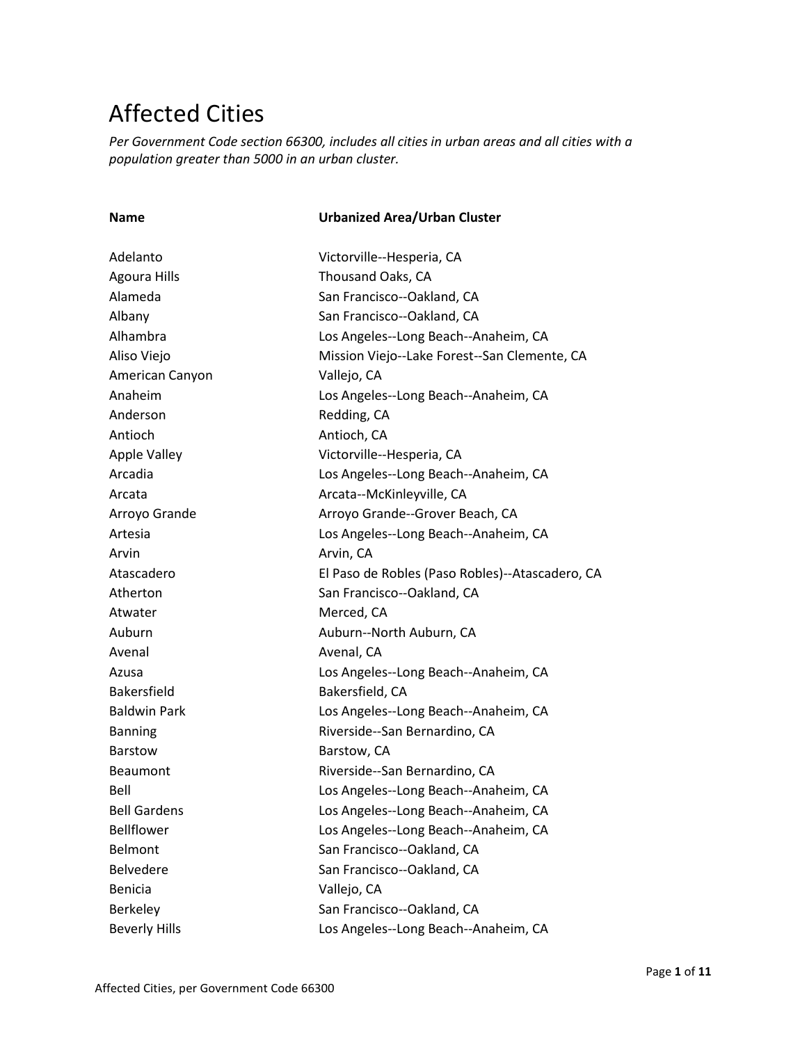# Affected Cities

*Per Government Code section 66300, includes all cities in urban areas and all cities with a population greater than 5000 in an urban cluster.*

| Name | Urbanized Area/Urban Cluster |
| --- | --- |
| Adelanto | Victorville--Hesperia, CA |
| Agoura Hills | Thousand Oaks, CA |
| Alameda | San Francisco--Oakland, CA |
| Albany | San Francisco--Oakland, CA |
| Alhambra | Los Angeles--Long Beach--Anaheim, CA |
| Aliso Viejo | Mission Viejo--Lake Forest--San Clemente, CA |
| American Canyon | Vallejo, CA |
| Anaheim | Los Angeles--Long Beach--Anaheim, CA |
| Anderson | Redding, CA |
| Antioch | Antioch, CA |
| Apple Valley | Victorville--Hesperia, CA |
| Arcadia | Los Angeles--Long Beach--Anaheim, CA |
| Arcata | Arcata--McKinleyville, CA |
| Arroyo Grande | Arroyo Grande--Grover Beach, CA |
| Artesia | Los Angeles--Long Beach--Anaheim, CA |
| Arvin | Arvin, CA |
| Atascadero | El Paso de Robles (Paso Robles)--Atascadero, CA |
| Atherton | San Francisco--Oakland, CA |
| Atwater | Merced, CA |
| Auburn | Auburn--North Auburn, CA |
| Avenal | Avenal, CA |
| Azusa | Los Angeles--Long Beach--Anaheim, CA |
| Bakersfield | Bakersfield, CA |
| Baldwin Park | Los Angeles--Long Beach--Anaheim, CA |
| Banning | Riverside--San Bernardino, CA |
| Barstow | Barstow, CA |
| Beaumont | Riverside--San Bernardino, CA |
| Bell | Los Angeles--Long Beach--Anaheim, CA |
| Bell Gardens | Los Angeles--Long Beach--Anaheim, CA |
| Bellflower | Los Angeles--Long Beach--Anaheim, CA |
| Belmont | San Francisco--Oakland, CA |
| Belvedere | San Francisco--Oakland, CA |
| Benicia | Vallejo, CA |
| Berkeley | San Francisco--Oakland, CA |
| Beverly Hills | Los Angeles--Long Beach--Anaheim, CA |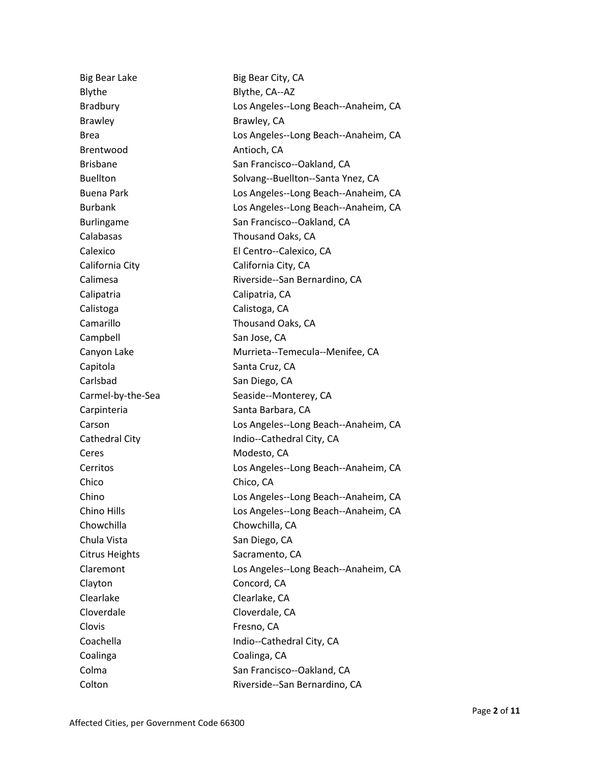| | |
|---|---|
| Big Bear Lake | Big Bear City, CA |
| Blythe | Blythe, CA--AZ |
| Bradbury | Los Angeles--Long Beach--Anaheim, CA |
| Brawley | Brawley, CA |
| Brea | Los Angeles--Long Beach--Anaheim, CA |
| Brentwood | Antioch, CA |
| Brisbane | San Francisco--Oakland, CA |
| Buellton | Solvang--Buellton--Santa Ynez, CA |
| Buena Park | Los Angeles--Long Beach--Anaheim, CA |
| Burbank | Los Angeles--Long Beach--Anaheim, CA |
| Burlingame | San Francisco--Oakland, CA |
| Calabasas | Thousand Oaks, CA |
| Calexico | El Centro--Calexico, CA |
| California City | California City, CA |
| Calimesa | Riverside--San Bernardino, CA |
| Calipatria | Calipatria, CA |
| Calistoga | Calistoga, CA |
| Camarillo | Thousand Oaks, CA |
| Campbell | San Jose, CA |
| Canyon Lake | Murrieta--Temecula--Menifee, CA |
| Capitola | Santa Cruz, CA |
| Carlsbad | San Diego, CA |
| Carmel-by-the-Sea | Seaside--Monterey, CA |
| Carpinteria | Santa Barbara, CA |
| Carson | Los Angeles--Long Beach--Anaheim, CA |
| Cathedral City | Indio--Cathedral City, CA |
| Ceres | Modesto, CA |
| Cerritos | Los Angeles--Long Beach--Anaheim, CA |
| Chico | Chico, CA |
| Chino | Los Angeles--Long Beach--Anaheim, CA |
| Chino Hills | Los Angeles--Long Beach--Anaheim, CA |
| Chowchilla | Chowchilla, CA |
| Chula Vista | San Diego, CA |
| Citrus Heights | Sacramento, CA |
| Claremont | Los Angeles--Long Beach--Anaheim, CA |
| Clayton | Concord, CA |
| Clearlake | Clearlake, CA |
| Cloverdale | Cloverdale, CA |
| Clovis | Fresno, CA |
| Coachella | Indio--Cathedral City, CA |
| Coalinga | Coalinga, CA |
| Colma | San Francisco--Oakland, CA |
| Colton | Riverside--San Bernardino, CA |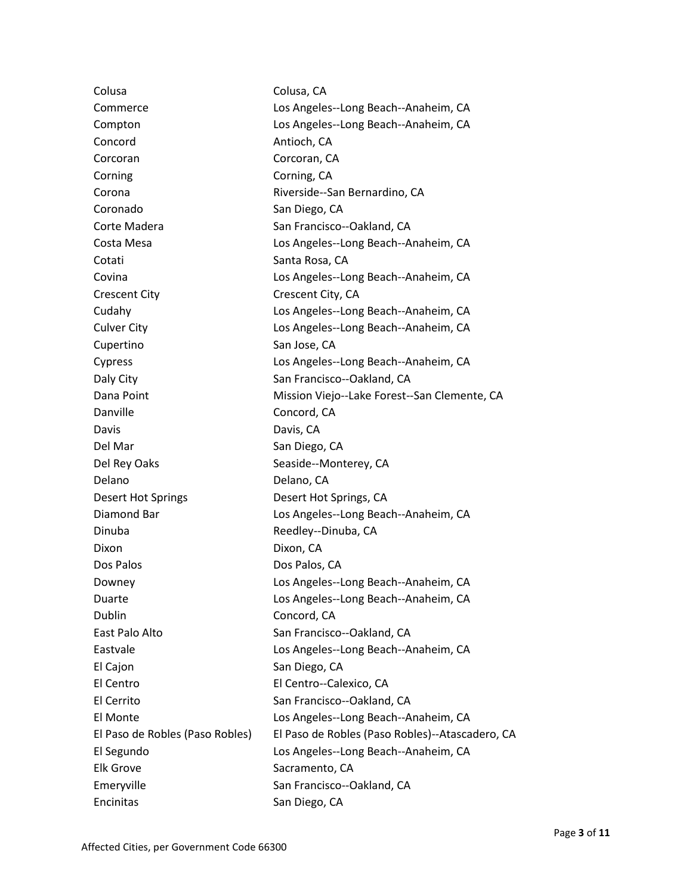| | |
|---|---|
| Colusa | Colusa, CA |
| Commerce | Los Angeles--Long Beach--Anaheim, CA |
| Compton | Los Angeles--Long Beach--Anaheim, CA |
| Concord | Antioch, CA |
| Corcoran | Corcoran, CA |
| Corning | Corning, CA |
| Corona | Riverside--San Bernardino, CA |
| Coronado | San Diego, CA |
| Corte Madera | San Francisco--Oakland, CA |
| Costa Mesa | Los Angeles--Long Beach--Anaheim, CA |
| Cotati | Santa Rosa, CA |
| Covina | Los Angeles--Long Beach--Anaheim, CA |
| Crescent City | Crescent City, CA |
| Cudahy | Los Angeles--Long Beach--Anaheim, CA |
| Culver City | Los Angeles--Long Beach--Anaheim, CA |
| Cupertino | San Jose, CA |
| Cypress | Los Angeles--Long Beach--Anaheim, CA |
| Daly City | San Francisco--Oakland, CA |
| Dana Point | Mission Viejo--Lake Forest--San Clemente, CA |
| Danville | Concord, CA |
| Davis | Davis, CA |
| Del Mar | San Diego, CA |
| Del Rey Oaks | Seaside--Monterey, CA |
| Delano | Delano, CA |
| Desert Hot Springs | Desert Hot Springs, CA |
| Diamond Bar | Los Angeles--Long Beach--Anaheim, CA |
| Dinuba | Reedley--Dinuba, CA |
| Dixon | Dixon, CA |
| Dos Palos | Dos Palos, CA |
| Downey | Los Angeles--Long Beach--Anaheim, CA |
| Duarte | Los Angeles--Long Beach--Anaheim, CA |
| Dublin | Concord, CA |
| East Palo Alto | San Francisco--Oakland, CA |
| Eastvale | Los Angeles--Long Beach--Anaheim, CA |
| El Cajon | San Diego, CA |
| El Centro | El Centro--Calexico, CA |
| El Cerrito | San Francisco--Oakland, CA |
| El Monte | Los Angeles--Long Beach--Anaheim, CA |
| El Paso de Robles (Paso Robles) | El Paso de Robles (Paso Robles)--Atascadero, CA |
| El Segundo | Los Angeles--Long Beach--Anaheim, CA |
| Elk Grove | Sacramento, CA |
| Emeryville | San Francisco--Oakland, CA |
| Encinitas | San Diego, CA |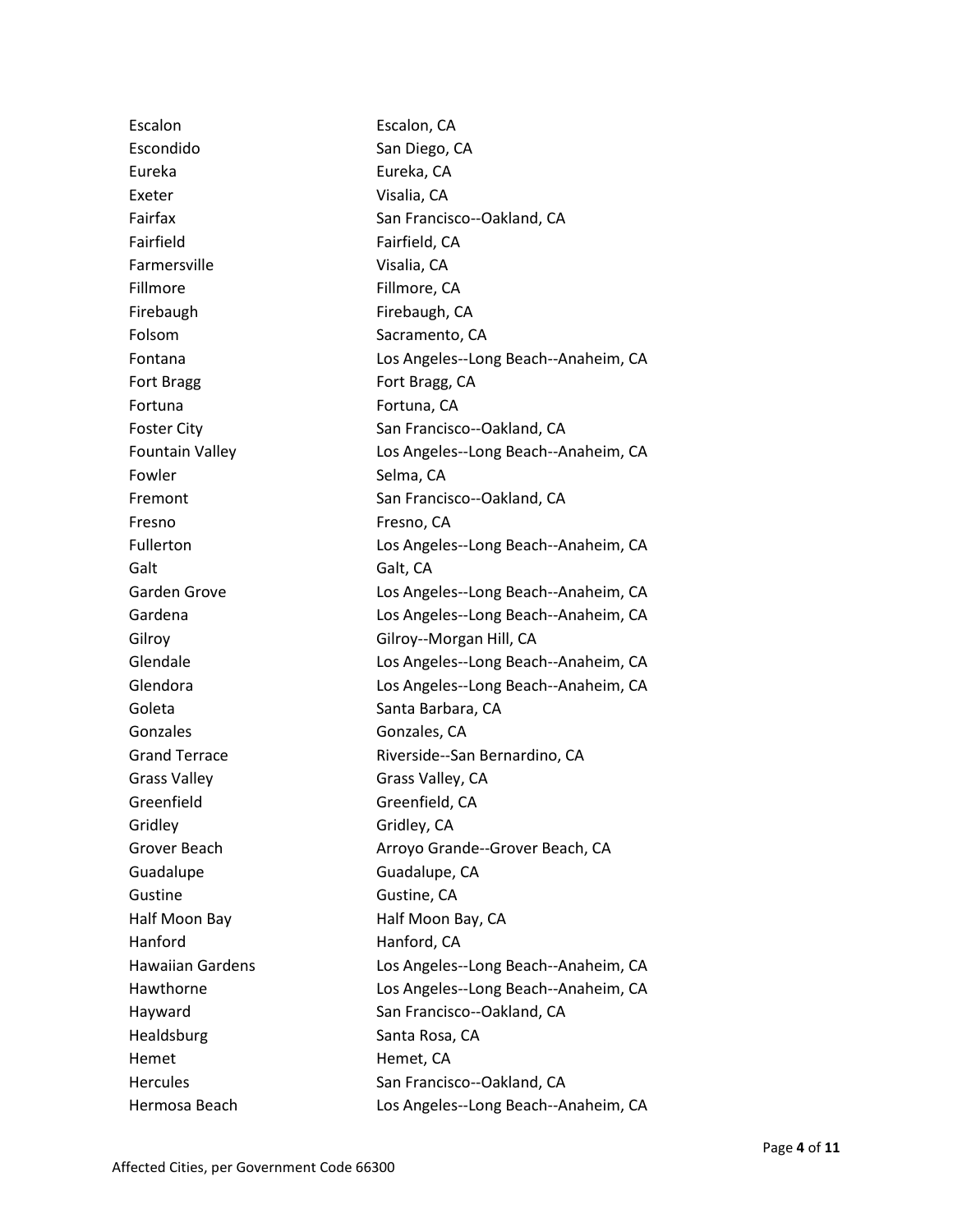| | |
|---|---|
| Escalon | Escalon, CA |
| Escondido | San Diego, CA |
| Eureka | Eureka, CA |
| Exeter | Visalia, CA |
| Fairfax | San Francisco--Oakland, CA |
| Fairfield | Fairfield, CA |
| Farmersville | Visalia, CA |
| Fillmore | Fillmore, CA |
| Firebaugh | Firebaugh, CA |
| Folsom | Sacramento, CA |
| Fontana | Los Angeles--Long Beach--Anaheim, CA |
| Fort Bragg | Fort Bragg, CA |
| Fortuna | Fortuna, CA |
| Foster City | San Francisco--Oakland, CA |
| Fountain Valley | Los Angeles--Long Beach--Anaheim, CA |
| Fowler | Selma, CA |
| Fremont | San Francisco--Oakland, CA |
| Fresno | Fresno, CA |
| Fullerton | Los Angeles--Long Beach--Anaheim, CA |
| Galt | Galt, CA |
| Garden Grove | Los Angeles--Long Beach--Anaheim, CA |
| Gardena | Los Angeles--Long Beach--Anaheim, CA |
| Gilroy | Gilroy--Morgan Hill, CA |
| Glendale | Los Angeles--Long Beach--Anaheim, CA |
| Glendora | Los Angeles--Long Beach--Anaheim, CA |
| Goleta | Santa Barbara, CA |
| Gonzales | Gonzales, CA |
| Grand Terrace | Riverside--San Bernardino, CA |
| Grass Valley | Grass Valley, CA |
| Greenfield | Greenfield, CA |
| Gridley | Gridley, CA |
| Grover Beach | Arroyo Grande--Grover Beach, CA |
| Guadalupe | Guadalupe, CA |
| Gustine | Gustine, CA |
| Half Moon Bay | Half Moon Bay, CA |
| Hanford | Hanford, CA |
| Hawaiian Gardens | Los Angeles--Long Beach--Anaheim, CA |
| Hawthorne | Los Angeles--Long Beach--Anaheim, CA |
| Hayward | San Francisco--Oakland, CA |
| Healdsburg | Santa Rosa, CA |
| Hemet | Hemet, CA |
| Hercules | San Francisco--Oakland, CA |
| Hermosa Beach | Los Angeles--Long Beach--Anaheim, CA |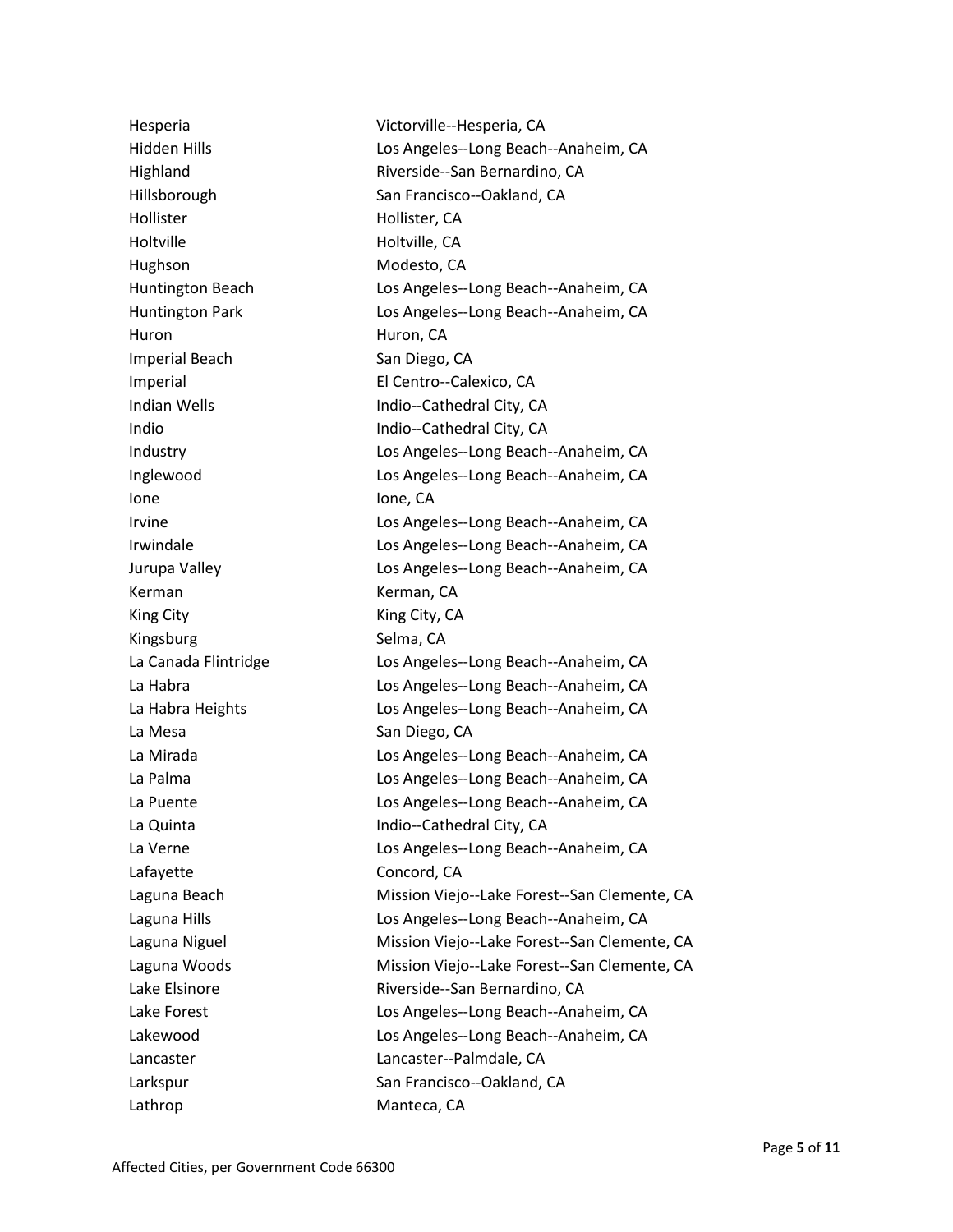| | |
|---|---|
| Hesperia | Victorville--Hesperia, CA |
| Hidden Hills | Los Angeles--Long Beach--Anaheim, CA |
| Highland | Riverside--San Bernardino, CA |
| Hillsborough | San Francisco--Oakland, CA |
| Hollister | Hollister, CA |
| Holtville | Holtville, CA |
| Hughson | Modesto, CA |
| Huntington Beach | Los Angeles--Long Beach--Anaheim, CA |
| Huntington Park | Los Angeles--Long Beach--Anaheim, CA |
| Huron | Huron, CA |
| Imperial Beach | San Diego, CA |
| Imperial | El Centro--Calexico, CA |
| Indian Wells | Indio--Cathedral City, CA |
| Indio | Indio--Cathedral City, CA |
| Industry | Los Angeles--Long Beach--Anaheim, CA |
| Inglewood | Los Angeles--Long Beach--Anaheim, CA |
| Ione | Ione, CA |
| Irvine | Los Angeles--Long Beach--Anaheim, CA |
| Irwindale | Los Angeles--Long Beach--Anaheim, CA |
| Jurupa Valley | Los Angeles--Long Beach--Anaheim, CA |
| Kerman | Kerman, CA |
| King City | King City, CA |
| Kingsburg | Selma, CA |
| La Canada Flintridge | Los Angeles--Long Beach--Anaheim, CA |
| La Habra | Los Angeles--Long Beach--Anaheim, CA |
| La Habra Heights | Los Angeles--Long Beach--Anaheim, CA |
| La Mesa | San Diego, CA |
| La Mirada | Los Angeles--Long Beach--Anaheim, CA |
| La Palma | Los Angeles--Long Beach--Anaheim, CA |
| La Puente | Los Angeles--Long Beach--Anaheim, CA |
| La Quinta | Indio--Cathedral City, CA |
| La Verne | Los Angeles--Long Beach--Anaheim, CA |
| Lafayette | Concord, CA |
| Laguna Beach | Mission Viejo--Lake Forest--San Clemente, CA |
| Laguna Hills | Los Angeles--Long Beach--Anaheim, CA |
| Laguna Niguel | Mission Viejo--Lake Forest--San Clemente, CA |
| Laguna Woods | Mission Viejo--Lake Forest--San Clemente, CA |
| Lake Elsinore | Riverside--San Bernardino, CA |
| Lake Forest | Los Angeles--Long Beach--Anaheim, CA |
| Lakewood | Los Angeles--Long Beach--Anaheim, CA |
| Lancaster | Lancaster--Palmdale, CA |
| Larkspur | San Francisco--Oakland, CA |
| Lathrop | Manteca, CA |

Affected Cities, per Government Code 66300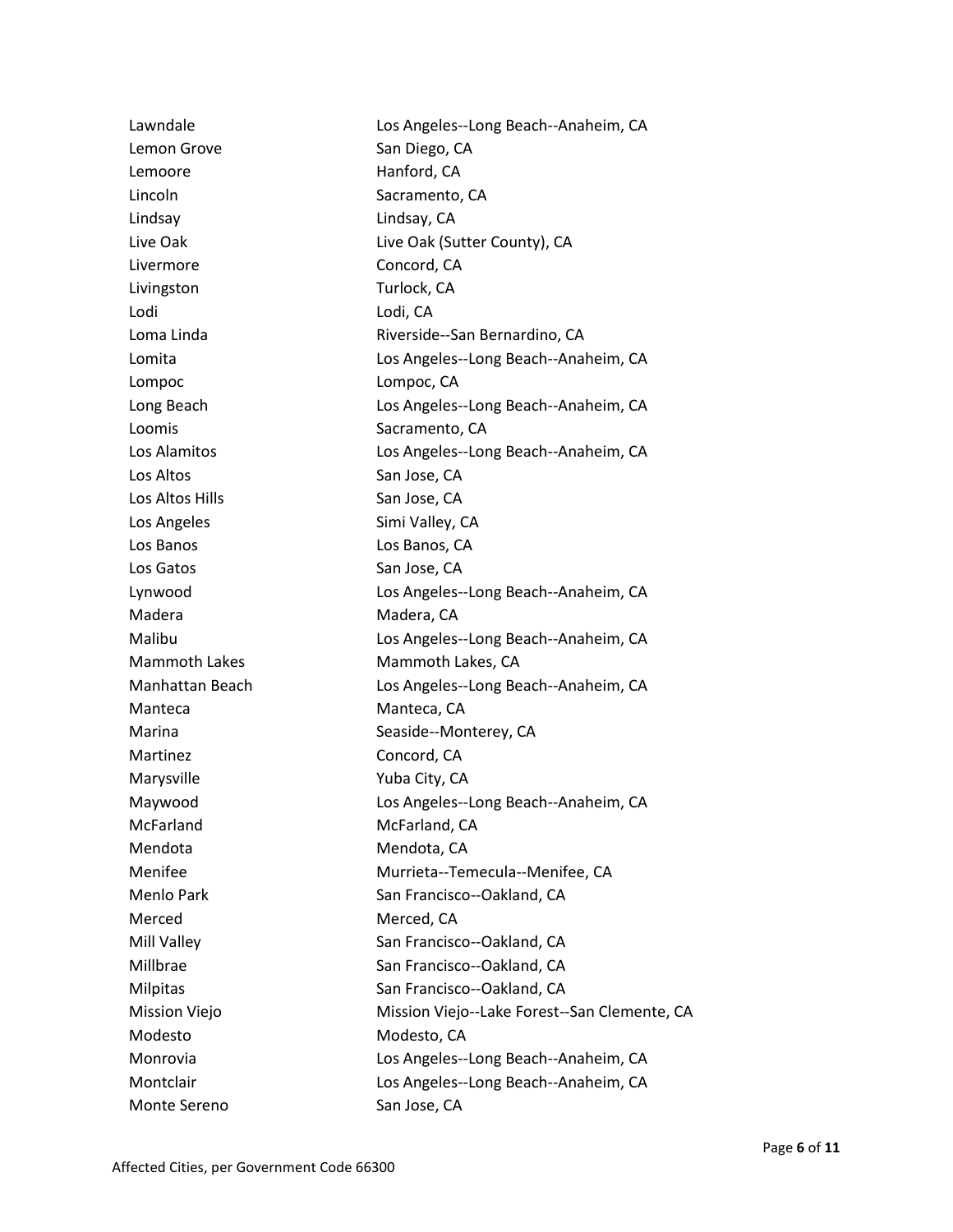| | |
|---|---|
| Lawndale | Los Angeles--Long Beach--Anaheim, CA |
| Lemon Grove | San Diego, CA |
| Lemoore | Hanford, CA |
| Lincoln | Sacramento, CA |
| Lindsay | Lindsay, CA |
| Live Oak | Live Oak (Sutter County), CA |
| Livermore | Concord, CA |
| Livingston | Turlock, CA |
| Lodi | Lodi, CA |
| Loma Linda | Riverside--San Bernardino, CA |
| Lomita | Los Angeles--Long Beach--Anaheim, CA |
| Lompoc | Lompoc, CA |
| Long Beach | Los Angeles--Long Beach--Anaheim, CA |
| Loomis | Sacramento, CA |
| Los Alamitos | Los Angeles--Long Beach--Anaheim, CA |
| Los Altos | San Jose, CA |
| Los Altos Hills | San Jose, CA |
| Los Angeles | Simi Valley, CA |
| Los Banos | Los Banos, CA |
| Los Gatos | San Jose, CA |
| Lynwood | Los Angeles--Long Beach--Anaheim, CA |
| Madera | Madera, CA |
| Malibu | Los Angeles--Long Beach--Anaheim, CA |
| Mammoth Lakes | Mammoth Lakes, CA |
| Manhattan Beach | Los Angeles--Long Beach--Anaheim, CA |
| Manteca | Manteca, CA |
| Marina | Seaside--Monterey, CA |
| Martinez | Concord, CA |
| Marysville | Yuba City, CA |
| Maywood | Los Angeles--Long Beach--Anaheim, CA |
| McFarland | McFarland, CA |
| Mendota | Mendota, CA |
| Menifee | Murrieta--Temecula--Menifee, CA |
| Menlo Park | San Francisco--Oakland, CA |
| Merced | Merced, CA |
| Mill Valley | San Francisco--Oakland, CA |
| Millbrae | San Francisco--Oakland, CA |
| Milpitas | San Francisco--Oakland, CA |
| Mission Viejo | Mission Viejo--Lake Forest--San Clemente, CA |
| Modesto | Modesto, CA |
| Monrovia | Los Angeles--Long Beach--Anaheim, CA |
| Montclair | Los Angeles--Long Beach--Anaheim, CA |
| Monte Sereno | San Jose, CA |

Affected Cities, per Government Code 66300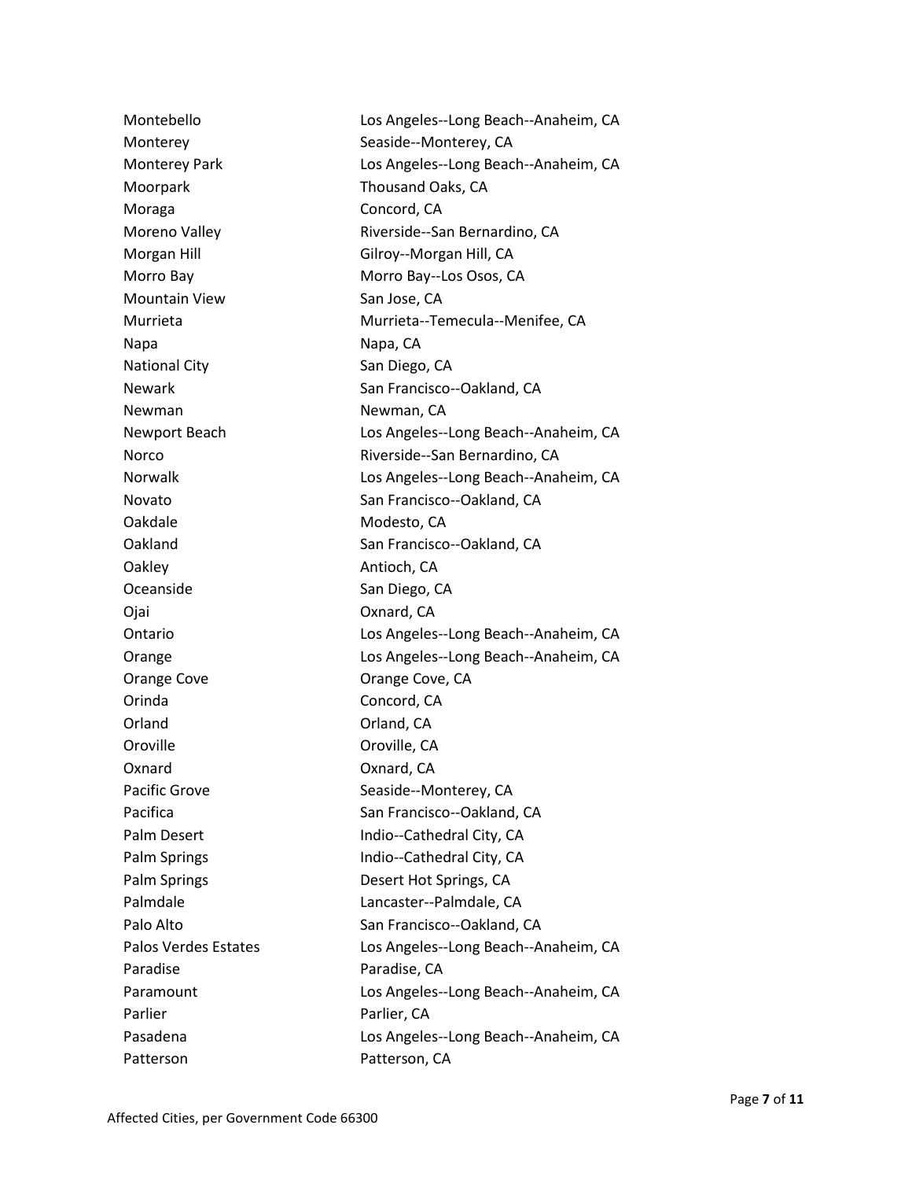| | |
|---|---|
| Montebello | Los Angeles--Long Beach--Anaheim, CA |
| Monterey | Seaside--Monterey, CA |
| Monterey Park | Los Angeles--Long Beach--Anaheim, CA |
| Moorpark | Thousand Oaks, CA |
| Moraga | Concord, CA |
| Moreno Valley | Riverside--San Bernardino, CA |
| Morgan Hill | Gilroy--Morgan Hill, CA |
| Morro Bay | Morro Bay--Los Osos, CA |
| Mountain View | San Jose, CA |
| Murrieta | Murrieta--Temecula--Menifee, CA |
| Napa | Napa, CA |
| National City | San Diego, CA |
| Newark | San Francisco--Oakland, CA |
| Newman | Newman, CA |
| Newport Beach | Los Angeles--Long Beach--Anaheim, CA |
| Norco | Riverside--San Bernardino, CA |
| Norwalk | Los Angeles--Long Beach--Anaheim, CA |
| Novato | San Francisco--Oakland, CA |
| Oakdale | Modesto, CA |
| Oakland | San Francisco--Oakland, CA |
| Oakley | Antioch, CA |
| Oceanside | San Diego, CA |
| Ojai | Oxnard, CA |
| Ontario | Los Angeles--Long Beach--Anaheim, CA |
| Orange | Los Angeles--Long Beach--Anaheim, CA |
| Orange Cove | Orange Cove, CA |
| Orinda | Concord, CA |
| Orland | Orland, CA |
| Oroville | Oroville, CA |
| Oxnard | Oxnard, CA |
| Pacific Grove | Seaside--Monterey, CA |
| Pacifica | San Francisco--Oakland, CA |
| Palm Desert | Indio--Cathedral City, CA |
| Palm Springs | Indio--Cathedral City, CA |
| Palm Springs | Desert Hot Springs, CA |
| Palmdale | Lancaster--Palmdale, CA |
| Palo Alto | San Francisco--Oakland, CA |
| Palos Verdes Estates | Los Angeles--Long Beach--Anaheim, CA |
| Paradise | Paradise, CA |
| Paramount | Los Angeles--Long Beach--Anaheim, CA |
| Parlier | Parlier, CA |
| Pasadena | Los Angeles--Long Beach--Anaheim, CA |
| Patterson | Patterson, CA |

Affected Cities, per Government Code 66300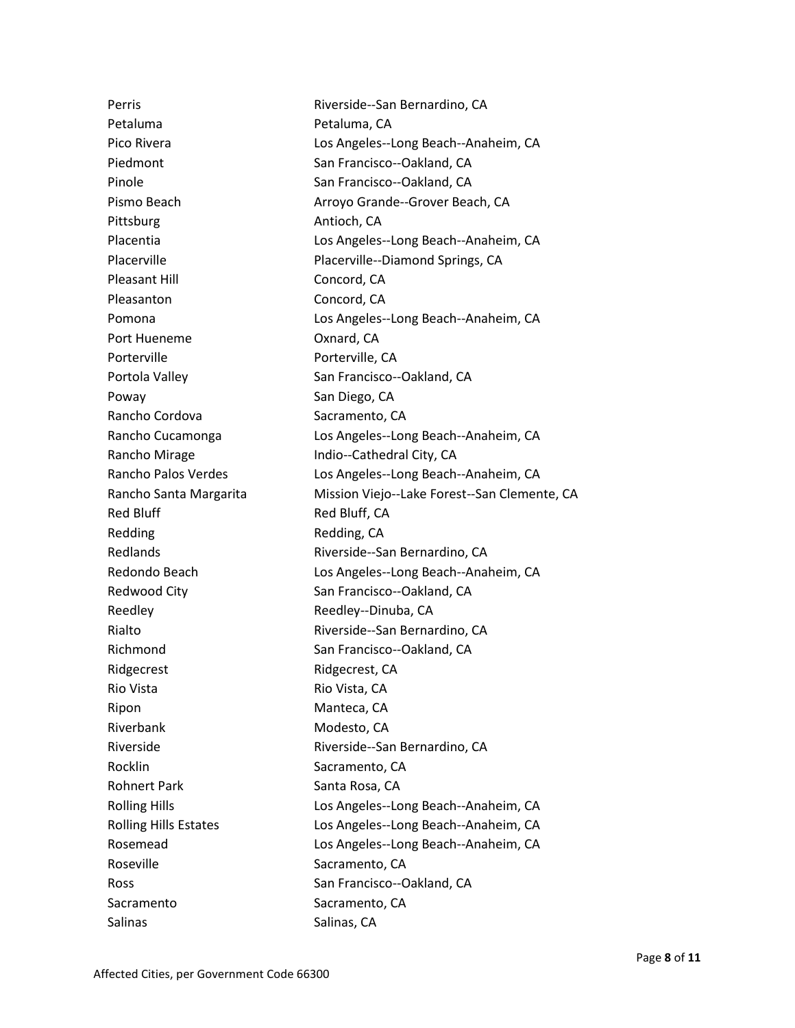| | |
|---|---|
| Perris | Riverside--San Bernardino, CA |
| Petaluma | Petaluma, CA |
| Pico Rivera | Los Angeles--Long Beach--Anaheim, CA |
| Piedmont | San Francisco--Oakland, CA |
| Pinole | San Francisco--Oakland, CA |
| Pismo Beach | Arroyo Grande--Grover Beach, CA |
| Pittsburg | Antioch, CA |
| Placentia | Los Angeles--Long Beach--Anaheim, CA |
| Placerville | Placerville--Diamond Springs, CA |
| Pleasant Hill | Concord, CA |
| Pleasanton | Concord, CA |
| Pomona | Los Angeles--Long Beach--Anaheim, CA |
| Port Hueneme | Oxnard, CA |
| Porterville | Porterville, CA |
| Portola Valley | San Francisco--Oakland, CA |
| Poway | San Diego, CA |
| Rancho Cordova | Sacramento, CA |
| Rancho Cucamonga | Los Angeles--Long Beach--Anaheim, CA |
| Rancho Mirage | Indio--Cathedral City, CA |
| Rancho Palos Verdes | Los Angeles--Long Beach--Anaheim, CA |
| Rancho Santa Margarita | Mission Viejo--Lake Forest--San Clemente, CA |
| Red Bluff | Red Bluff, CA |
| Redding | Redding, CA |
| Redlands | Riverside--San Bernardino, CA |
| Redondo Beach | Los Angeles--Long Beach--Anaheim, CA |
| Redwood City | San Francisco--Oakland, CA |
| Reedley | Reedley--Dinuba, CA |
| Rialto | Riverside--San Bernardino, CA |
| Richmond | San Francisco--Oakland, CA |
| Ridgecrest | Ridgecrest, CA |
| Rio Vista | Rio Vista, CA |
| Ripon | Manteca, CA |
| Riverbank | Modesto, CA |
| Riverside | Riverside--San Bernardino, CA |
| Rocklin | Sacramento, CA |
| Rohnert Park | Santa Rosa, CA |
| Rolling Hills | Los Angeles--Long Beach--Anaheim, CA |
| Rolling Hills Estates | Los Angeles--Long Beach--Anaheim, CA |
| Rosemead | Los Angeles--Long Beach--Anaheim, CA |
| Roseville | Sacramento, CA |
| Ross | San Francisco--Oakland, CA |
| Sacramento | Sacramento, CA |
| Salinas | Salinas, CA |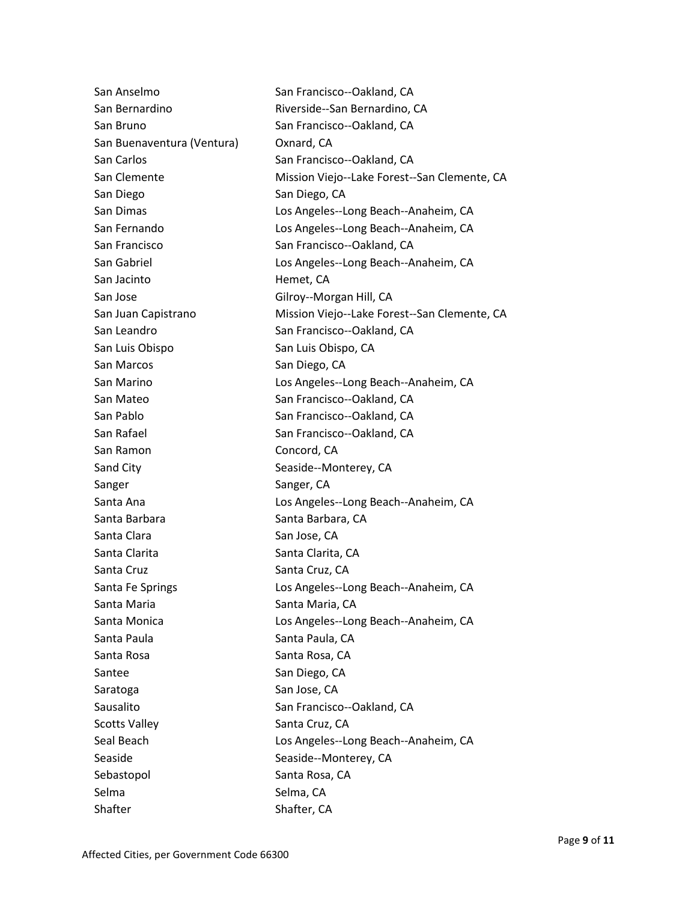| | |
|---|---|
| San Anselmo | San Francisco--Oakland, CA |
| San Bernardino | Riverside--San Bernardino, CA |
| San Bruno | San Francisco--Oakland, CA |
| San Buenaventura (Ventura) | Oxnard, CA |
| San Carlos | San Francisco--Oakland, CA |
| San Clemente | Mission Viejo--Lake Forest--San Clemente, CA |
| San Diego | San Diego, CA |
| San Dimas | Los Angeles--Long Beach--Anaheim, CA |
| San Fernando | Los Angeles--Long Beach--Anaheim, CA |
| San Francisco | San Francisco--Oakland, CA |
| San Gabriel | Los Angeles--Long Beach--Anaheim, CA |
| San Jacinto | Hemet, CA |
| San Jose | Gilroy--Morgan Hill, CA |
| San Juan Capistrano | Mission Viejo--Lake Forest--San Clemente, CA |
| San Leandro | San Francisco--Oakland, CA |
| San Luis Obispo | San Luis Obispo, CA |
| San Marcos | San Diego, CA |
| San Marino | Los Angeles--Long Beach--Anaheim, CA |
| San Mateo | San Francisco--Oakland, CA |
| San Pablo | San Francisco--Oakland, CA |
| San Rafael | San Francisco--Oakland, CA |
| San Ramon | Concord, CA |
| Sand City | Seaside--Monterey, CA |
| Sanger | Sanger, CA |
| Santa Ana | Los Angeles--Long Beach--Anaheim, CA |
| Santa Barbara | Santa Barbara, CA |
| Santa Clara | San Jose, CA |
| Santa Clarita | Santa Clarita, CA |
| Santa Cruz | Santa Cruz, CA |
| Santa Fe Springs | Los Angeles--Long Beach--Anaheim, CA |
| Santa Maria | Santa Maria, CA |
| Santa Monica | Los Angeles--Long Beach--Anaheim, CA |
| Santa Paula | Santa Paula, CA |
| Santa Rosa | Santa Rosa, CA |
| Santee | San Diego, CA |
| Saratoga | San Jose, CA |
| Sausalito | San Francisco--Oakland, CA |
| Scotts Valley | Santa Cruz, CA |
| Seal Beach | Los Angeles--Long Beach--Anaheim, CA |
| Seaside | Seaside--Monterey, CA |
| Sebastopol | Santa Rosa, CA |
| Selma | Selma, CA |
| Shafter | Shafter, CA |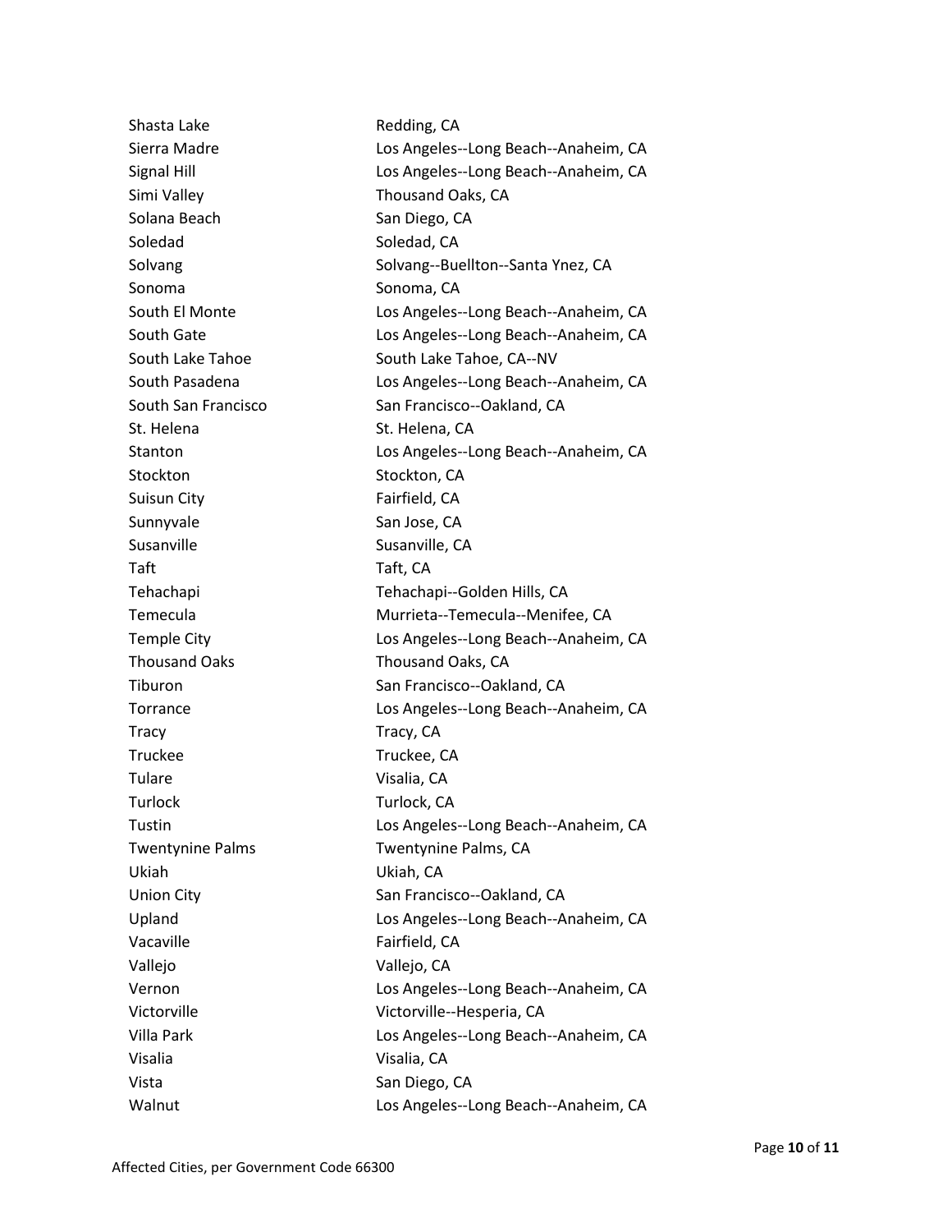| | |
|---|---|
| Shasta Lake | Redding, CA |
| Sierra Madre | Los Angeles--Long Beach--Anaheim, CA |
| Signal Hill | Los Angeles--Long Beach--Anaheim, CA |
| Simi Valley | Thousand Oaks, CA |
| Solana Beach | San Diego, CA |
| Soledad | Soledad, CA |
| Solvang | Solvang--Buellton--Santa Ynez, CA |
| Sonoma | Sonoma, CA |
| South El Monte | Los Angeles--Long Beach--Anaheim, CA |
| South Gate | Los Angeles--Long Beach--Anaheim, CA |
| South Lake Tahoe | South Lake Tahoe, CA--NV |
| South Pasadena | Los Angeles--Long Beach--Anaheim, CA |
| South San Francisco | San Francisco--Oakland, CA |
| St. Helena | St. Helena, CA |
| Stanton | Los Angeles--Long Beach--Anaheim, CA |
| Stockton | Stockton, CA |
| Suisun City | Fairfield, CA |
| Sunnyvale | San Jose, CA |
| Susanville | Susanville, CA |
| Taft | Taft, CA |
| Tehachapi | Tehachapi--Golden Hills, CA |
| Temecula | Murrieta--Temecula--Menifee, CA |
| Temple City | Los Angeles--Long Beach--Anaheim, CA |
| Thousand Oaks | Thousand Oaks, CA |
| Tiburon | San Francisco--Oakland, CA |
| Torrance | Los Angeles--Long Beach--Anaheim, CA |
| Tracy | Tracy, CA |
| Truckee | Truckee, CA |
| Tulare | Visalia, CA |
| Turlock | Turlock, CA |
| Tustin | Los Angeles--Long Beach--Anaheim, CA |
| Twentynine Palms | Twentynine Palms, CA |
| Ukiah | Ukiah, CA |
| Union City | San Francisco--Oakland, CA |
| Upland | Los Angeles--Long Beach--Anaheim, CA |
| Vacaville | Fairfield, CA |
| Vallejo | Vallejo, CA |
| Vernon | Los Angeles--Long Beach--Anaheim, CA |
| Victorville | Victorville--Hesperia, CA |
| Villa Park | Los Angeles--Long Beach--Anaheim, CA |
| Visalia | Visalia, CA |
| Vista | San Diego, CA |
| Walnut | Los Angeles--Long Beach--Anaheim, CA |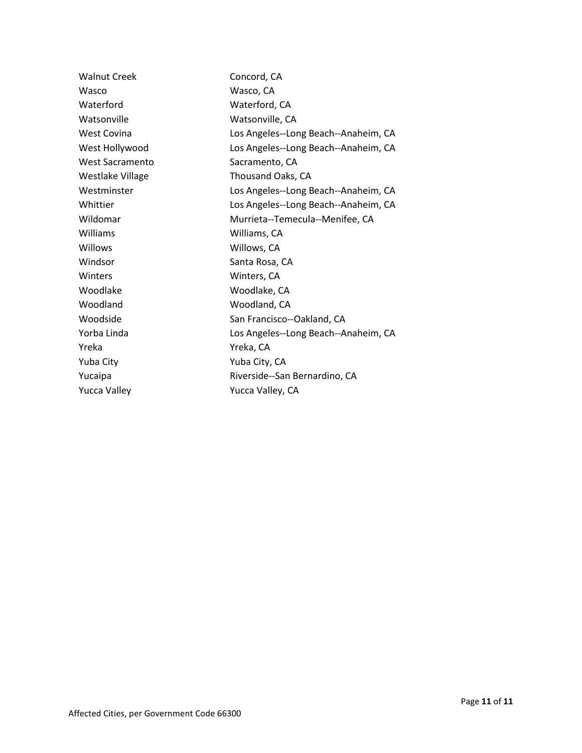| | |
|---|---|
| Walnut Creek | Concord, CA |
| Wasco | Wasco, CA |
| Waterford | Waterford, CA |
| Watsonville | Watsonville, CA |
| West Covina | Los Angeles--Long Beach--Anaheim, CA |
| West Hollywood | Los Angeles--Long Beach--Anaheim, CA |
| West Sacramento | Sacramento, CA |
| Westlake Village | Thousand Oaks, CA |
| Westminster | Los Angeles--Long Beach--Anaheim, CA |
| Whittier | Los Angeles--Long Beach--Anaheim, CA |
| Wildomar | Murrieta--Temecula--Menifee, CA |
| Williams | Williams, CA |
| Willows | Willows, CA |
| Windsor | Santa Rosa, CA |
| Winters | Winters, CA |
| Woodlake | Woodlake, CA |
| Woodland | Woodland, CA |
| Woodside | San Francisco--Oakland, CA |
| Yorba Linda | Los Angeles--Long Beach--Anaheim, CA |
| Yreka | Yreka, CA |
| Yuba City | Yuba City, CA |
| Yucaipa | Riverside--San Bernardino, CA |
| Yucca Valley | Yucca Valley, CA |